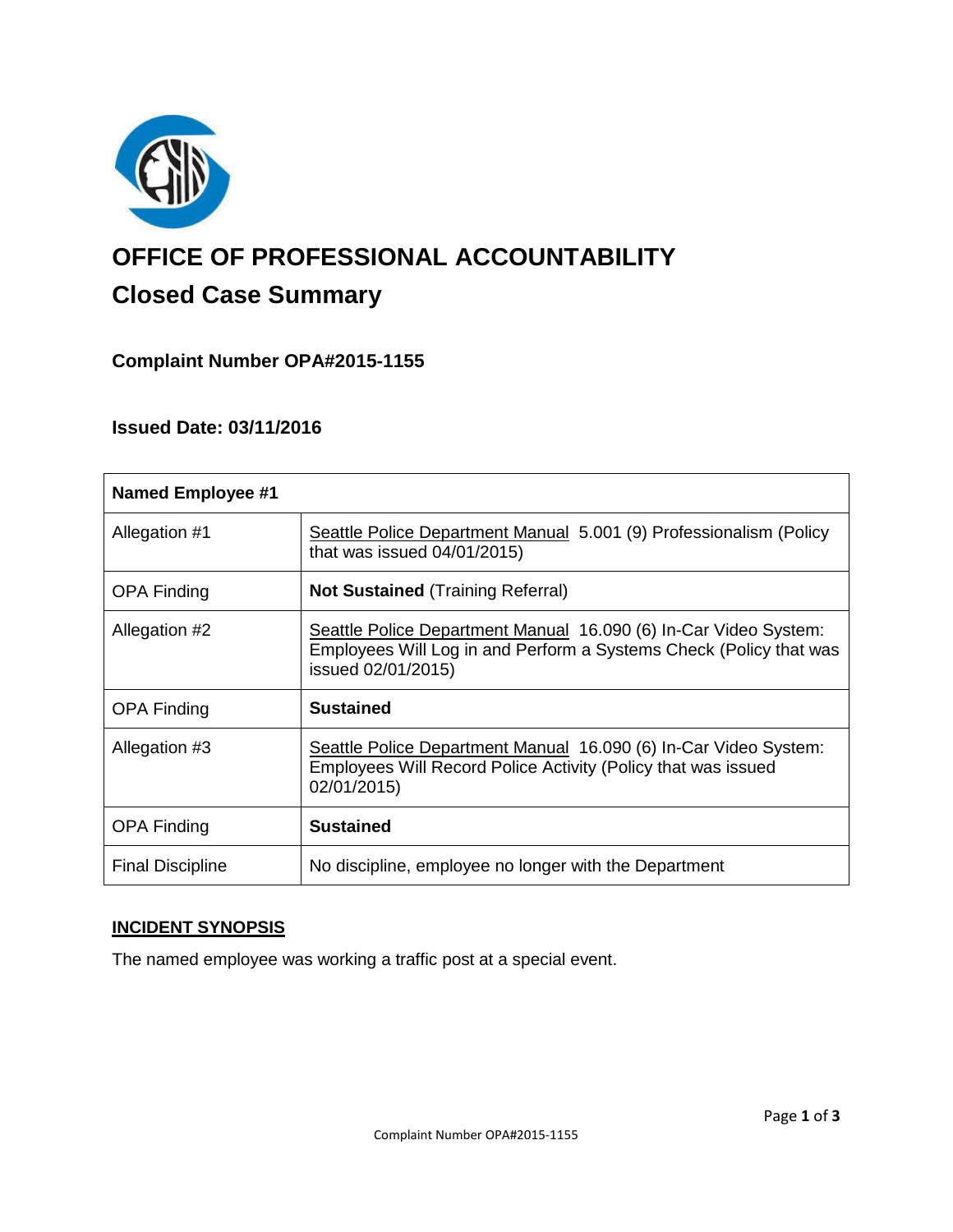# OFFICE OF PROFESSIONAL ACCOUNTABILITY

## Closed Case Summary

### Complaint Number OPA#2015-1155

### Issued Date: 03/11/2016

| **Named Employee #1** | |
|---|---|
| Allegation #1 | Seattle Police Department Manual 5.001 (9) Professionalism (Policy that was issued 04/01/2015) |
| OPA Finding | **Not Sustained** (Training Referral) |
| Allegation #2 | Seattle Police Department Manual 16.090 (6) In-Car Video System: Employees Will Log in and Perform a Systems Check (Policy that was issued 02/01/2015) |
| OPA Finding | **Sustained** |
| Allegation #3 | Seattle Police Department Manual 16.090 (6) In-Car Video System: Employees Will Record Police Activity (Policy that was issued 02/01/2015) |
| OPA Finding | **Sustained** |
| Final Discipline | No discipline, employee no longer with the Department |

**INCIDENT SYNOPSIS**

The named employee was working a traffic post at a special event.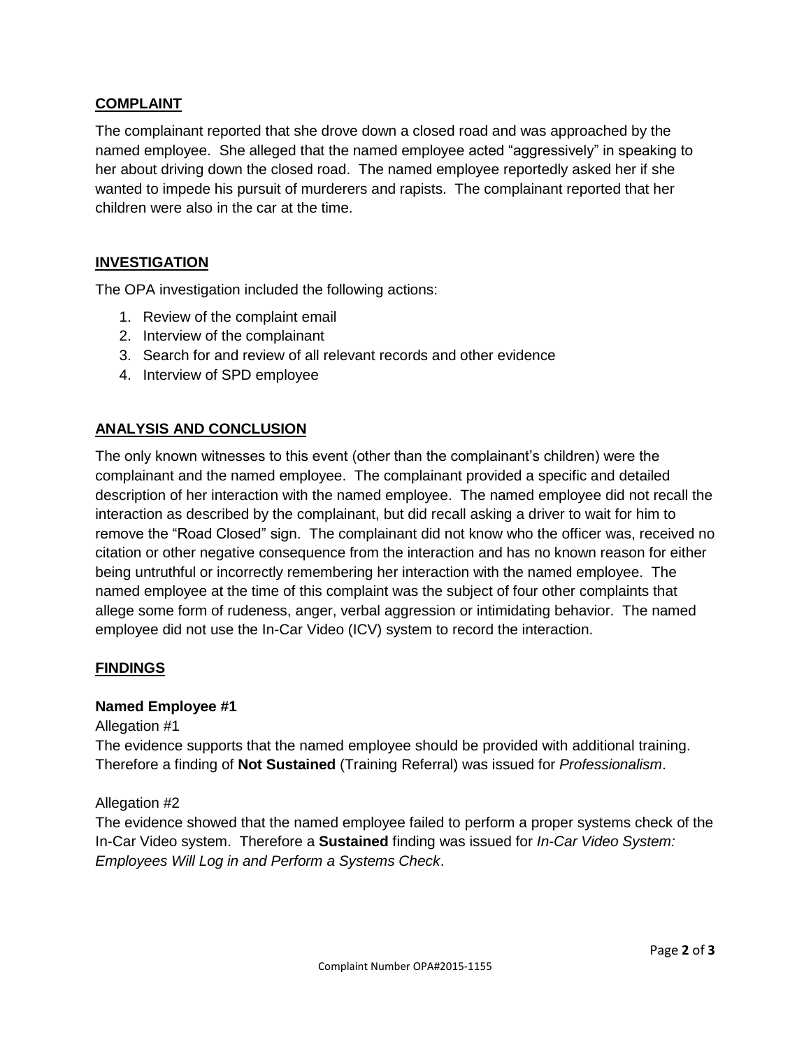## COMPLAINT

The complainant reported that she drove down a closed road and was approached by the named employee. She alleged that the named employee acted "aggressively" in speaking to her about driving down the closed road. The named employee reportedly asked her if she wanted to impede his pursuit of murderers and rapists. The complainant reported that her children were also in the car at the time.

## INVESTIGATION

The OPA investigation included the following actions:

1. Review of the complaint email
2. Interview of the complainant
3. Search for and review of all relevant records and other evidence
4. Interview of SPD employee

## ANALYSIS AND CONCLUSION

The only known witnesses to this event (other than the complainant's children) were the complainant and the named employee. The complainant provided a specific and detailed description of her interaction with the named employee. The named employee did not recall the interaction as described by the complainant, but did recall asking a driver to wait for him to remove the "Road Closed" sign. The complainant did not know who the officer was, received no citation or other negative consequence from the interaction and has no known reason for either being untruthful or incorrectly remembering her interaction with the named employee. The named employee at the time of this complaint was the subject of four other complaints that allege some form of rudeness, anger, verbal aggression or intimidating behavior. The named employee did not use the In-Car Video (ICV) system to record the interaction.

## FINDINGS

### Named Employee #1

Allegation #1

The evidence supports that the named employee should be provided with additional training. Therefore a finding of **Not Sustained** (Training Referral) was issued for *Professionalism*.

Allegation #2

The evidence showed that the named employee failed to perform a proper systems check of the In-Car Video system. Therefore a **Sustained** finding was issued for *In-Car Video System: Employees Will Log in and Perform a Systems Check*.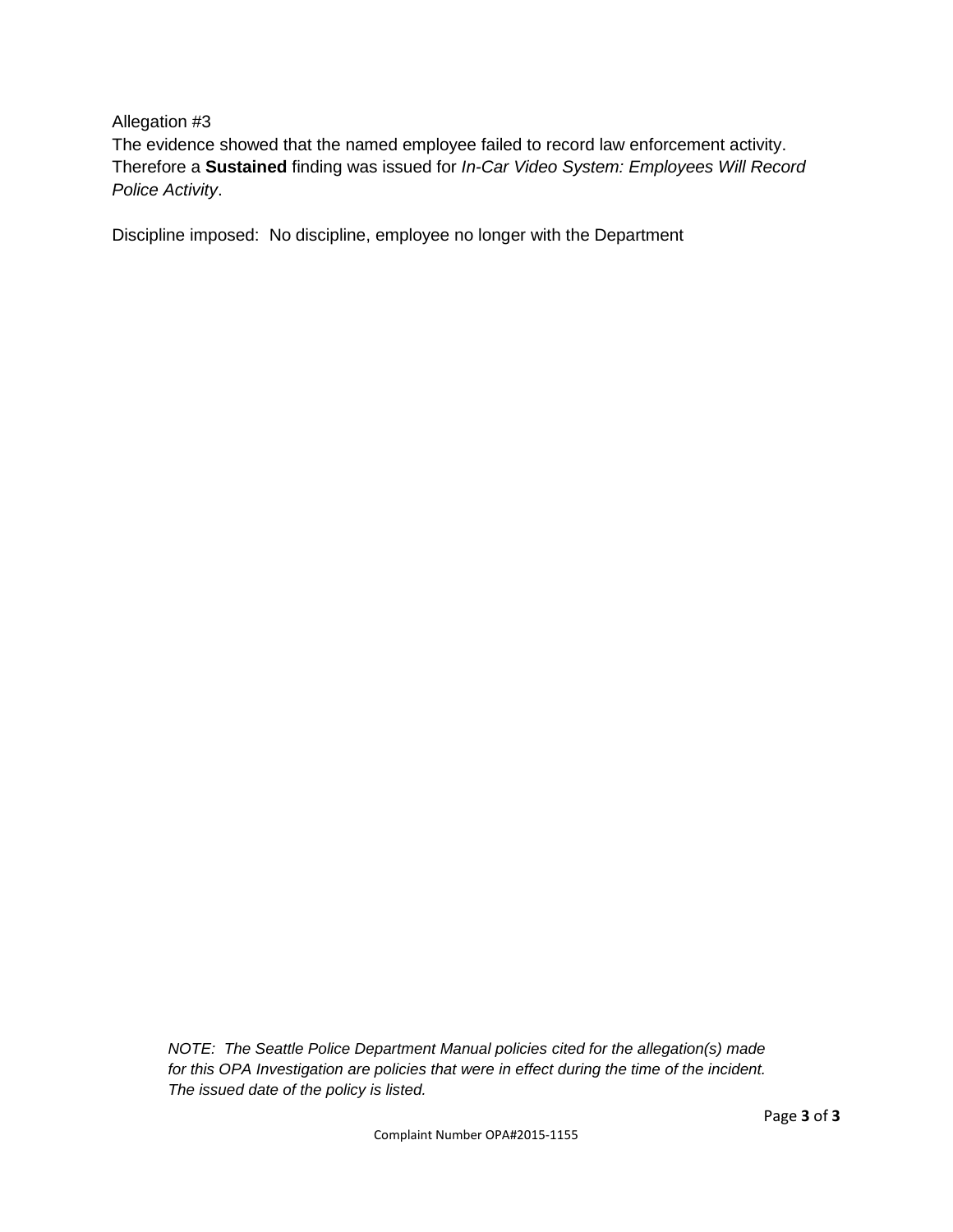Allegation #3
The evidence showed that the named employee failed to record law enforcement activity. Therefore a **Sustained** finding was issued for *In-Car Video System: Employees Will Record Police Activity*.

Discipline imposed: No discipline, employee no longer with the Department

*NOTE: The Seattle Police Department Manual policies cited for the allegation(s) made for this OPA Investigation are policies that were in effect during the time of the incident. The issued date of the policy is listed.*

Complaint Number OPA#2015-1155